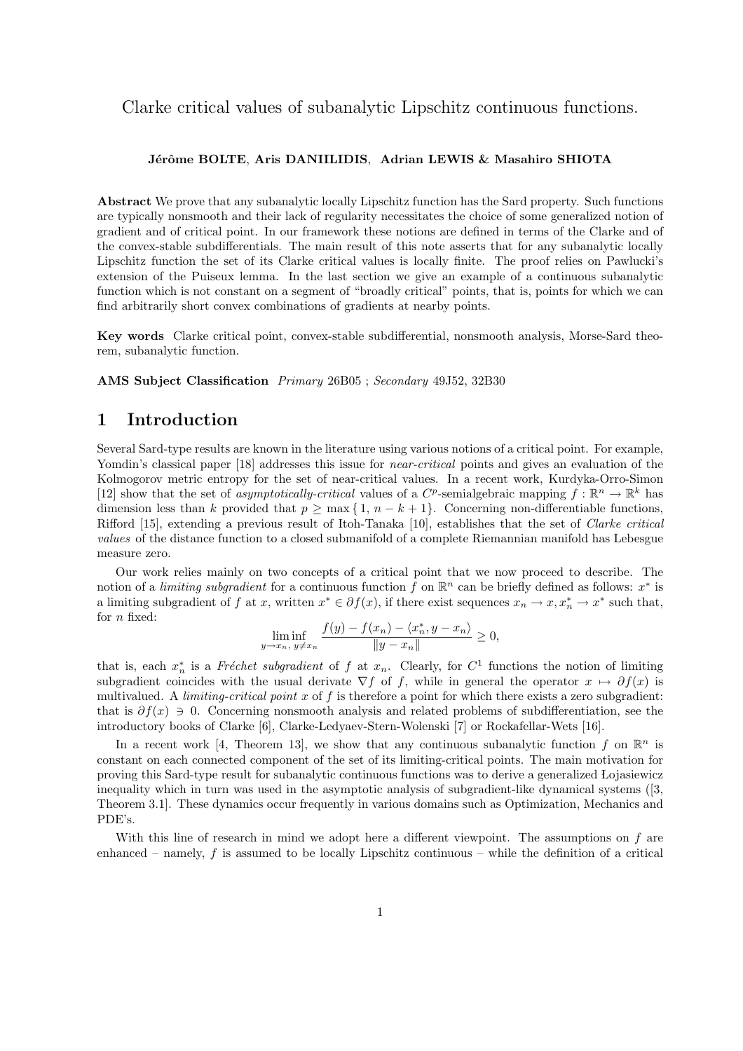# Clarke critical values of subanalytic Lipschitz continuous functions.

**Jérôme BOLTE**, **Aris DANIILIDIS**, **Adrian LEWIS & Masahiro SHIOTA**

**Abstract** We prove that any subanalytic locally Lipschitz function has the Sard property. Such functions are typically nonsmooth and their lack of regularity necessitates the choice of some generalized notion of gradient and of critical point. In our framework these notions are defined in terms of the Clarke and of the convex-stable subdifferentials. The main result of this note asserts that for any subanalytic locally Lipschitz function the set of its Clarke critical values is locally finite. The proof relies on Pawlucki's extension of the Puiseux lemma. In the last section we give an example of a continuous subanalytic function which is not constant on a segment of "broadly critical" points, that is, points for which we can find arbitrarily short convex combinations of gradients at nearby points.

**Key words** Clarke critical point, convex-stable subdifferential, nonsmooth analysis, Morse-Sard theorem, subanalytic function.

**AMS Subject Classification** *Primary* 26B05 ; *Secondary* 49J52, 32B30

## 1 Introduction

Several Sard-type results are known in the literature using various notions of a critical point. For example, Yomdin's classical paper [18] addresses this issue for *near-critical* points and gives an evaluation of the Kolmogorov metric entropy for the set of near-critical values. In a recent work, Kurdyka-Orro-Simon [12] show that the set of *asymptotically-critical* values of a $C^p$-semialgebraic mapping $f : \mathbb{R}^n \to \mathbb{R}^k$ has dimension less than $k$ provided that $p \geq \max\{1, n-k+1\}$. Concerning non-differentiable functions, Rifford [15], extending a previous result of Itoh-Tanaka [10], establishes that the set of *Clarke critical values* of the distance function to a closed submanifold of a complete Riemannian manifold has Lebesgue measure zero.

Our work relies mainly on two concepts of a critical point that we now proceed to describe. The notion of a *limiting subgradient* for a continuous function $f$ on $\mathbb{R}^n$ can be briefly defined as follows: $x^*$ is a limiting subgradient of $f$ at $x$, written $x^* \in \partial f(x)$, if there exist sequences $x_n \to x, x_n^* \to x^*$ such that, for $n$ fixed:

$$\liminf_{y \to x_n,\, y \neq x_n} \frac{f(y) - f(x_n) - \langle x_n^*, y - x_n \rangle}{\|y - x_n\|} \geq 0,$$

that is, each $x_n^*$ is a *Fréchet subgradient* of $f$ at $x_n$. Clearly, for $C^1$ functions the notion of limiting subgradient coincides with the usual derivate $\nabla f$ of $f$, while in general the operator $x \mapsto \partial f(x)$ is multivalued. A *limiting-critical point* $x$ of $f$ is therefore a point for which there exists a zero subgradient: that is $\partial f(x) \ni 0$. Concerning nonsmooth analysis and related problems of subdifferentiation, see the introductory books of Clarke [6], Clarke-Ledyaev-Stern-Wolenski [7] or Rockafellar-Wets [16].

In a recent work [4, Theorem 13], we show that any continuous subanalytic function $f$ on $\mathbb{R}^n$ is constant on each connected component of the set of its limiting-critical points. The main motivation for proving this Sard-type result for subanalytic continuous functions was to derive a generalized Łojasiewicz inequality which in turn was used in the asymptotic analysis of subgradient-like dynamical systems ([3, Theorem 3.1]. These dynamics occur frequently in various domains such as Optimization, Mechanics and PDE's.

With this line of research in mind we adopt here a different viewpoint. The assumptions on $f$ are enhanced – namely, $f$ is assumed to be locally Lipschitz continuous – while the definition of a critical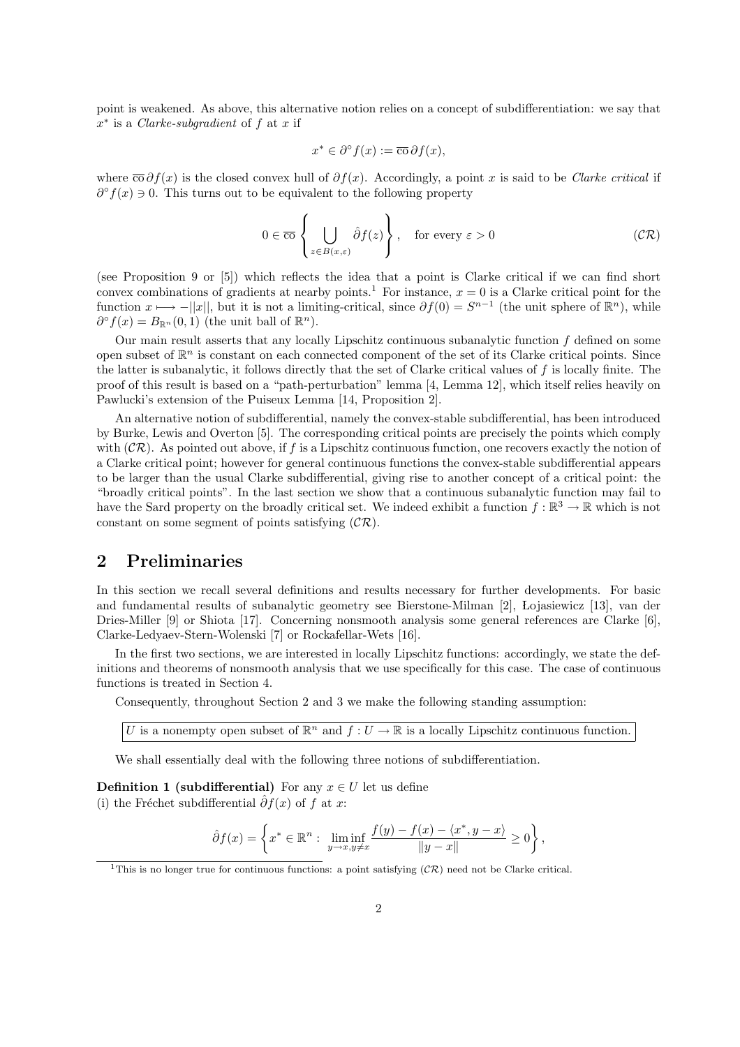point is weakened. As above, this alternative notion relies on a concept of subdifferentiation: we say that $x^*$ is a *Clarke-subgradient* of $f$ at $x$ if

$$x^* \in \partial^\circ f(x) := \overline{\text{co}}\, \partial f(x),$$

where $\overline{\text{co}}\, \partial f(x)$ is the closed convex hull of $\partial f(x)$. Accordingly, a point $x$ is said to be *Clarke critical* if $\partial^\circ f(x) \ni 0$. This turns out to be equivalent to the following property

$$0 \in \overline{\text{co}} \left\{ \bigcup_{z \in B(x,\varepsilon)} \hat{\partial} f(z) \right\}, \quad \text{for every } \varepsilon > 0 \tag{$\mathcal{CR}$}$$

(see Proposition 9 or [5]) which reflects the idea that a point is Clarke critical if we can find short convex combinations of gradients at nearby points.[1] For instance, $x = 0$ is a Clarke critical point for the function $x \longmapsto -||x||$, but it is not a limiting-critical, since $\partial f(0) = S^{n-1}$ (the unit sphere of $\mathbb{R}^n$), while $\partial^\circ f(x) = B_{\mathbb{R}^n}(0,1)$ (the unit ball of $\mathbb{R}^n$).

Our main result asserts that any locally Lipschitz continuous subanalytic function $f$ defined on some open subset of $\mathbb{R}^n$ is constant on each connected component of the set of its Clarke critical points. Since the latter is subanalytic, it follows directly that the set of Clarke critical values of $f$ is locally finite. The proof of this result is based on a "path-perturbation" lemma [4, Lemma 12], which itself relies heavily on Pawlucki's extension of the Puiseux Lemma [14, Proposition 2].

An alternative notion of subdifferential, namely the convex-stable subdifferential, has been introduced by Burke, Lewis and Overton [5]. The corresponding critical points are precisely the points which comply with $(\mathcal{CR})$. As pointed out above, if $f$ is a Lipschitz continuous function, one recovers exactly the notion of a Clarke critical point; however for general continuous functions the convex-stable subdifferential appears to be larger than the usual Clarke subdifferential, giving rise to another concept of a critical point: the "broadly critical points". In the last section we show that a continuous subanalytic function may fail to have the Sard property on the broadly critical set. We indeed exhibit a function $f : \mathbb{R}^3 \to \mathbb{R}$ which is not constant on some segment of points satisfying $(\mathcal{CR})$.

## 2 Preliminaries

In this section we recall several definitions and results necessary for further developments. For basic and fundamental results of subanalytic geometry see Bierstone-Milman [2], Łojasiewicz [13], van der Dries-Miller [9] or Shiota [17]. Concerning nonsmooth analysis some general references are Clarke [6], Clarke-Ledyaev-Stern-Wolenski [7] or Rockafellar-Wets [16].

In the first two sections, we are interested in locally Lipschitz functions: accordingly, we state the definitions and theorems of nonsmooth analysis that we use specifically for this case. The case of continuous functions is treated in Section 4.

Consequently, throughout Section 2 and 3 we make the following standing assumption:

$U$ is a nonempty open subset of $\mathbb{R}^n$ and $f : U \to \mathbb{R}$ is a locally Lipschitz continuous function.

We shall essentially deal with the following three notions of subdifferentiation.

**Definition 1 (subdifferential)** For any $x \in U$ let us define
(i) the Fréchet subdifferential $\hat{\partial} f(x)$ of $f$ at $x$:

$$\hat{\partial} f(x) = \left\{ x^* \in \mathbb{R}^n : \liminf_{y \to x, y \neq x} \frac{f(y) - f(x) - \langle x^*, y - x \rangle}{\|y - x\|} \geq 0 \right\},$$

[1] This is no longer true for continuous functions: a point satisfying $(\mathcal{CR})$ need not be Clarke critical.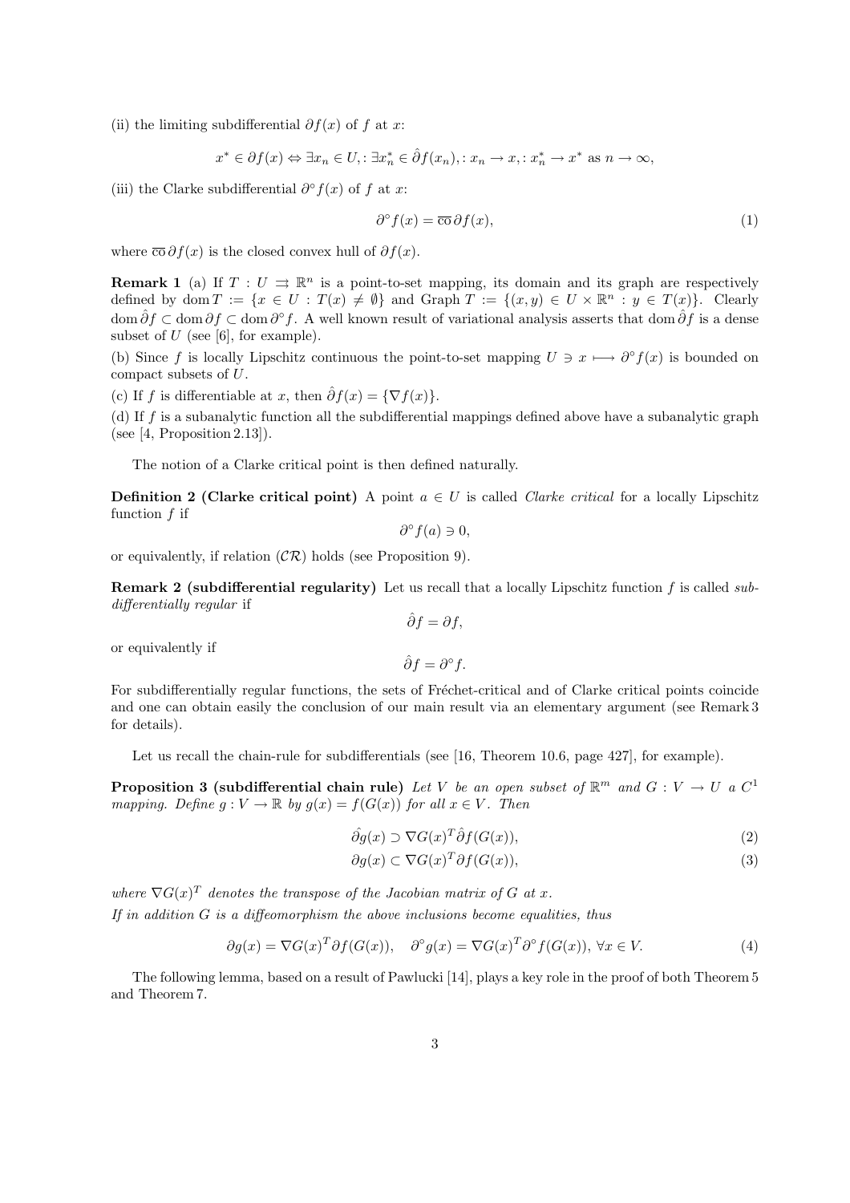(ii) the limiting subdifferential $\partial f(x)$ of $f$ at $x$:

$$x^* \in \partial f(x) \Leftrightarrow \exists x_n \in U, : \exists x_n^* \in \hat{\partial} f(x_n), : x_n \to x, : x_n^* \to x^* \text{ as } n \to \infty,$$

(iii) the Clarke subdifferential $\partial^\circ f(x)$ of $f$ at $x$:

$$\partial^\circ f(x) = \overline{\text{co}}\, \partial f(x), \tag{1}$$

where $\overline{\text{co}}\, \partial f(x)$ is the closed convex hull of $\partial f(x)$.

**Remark 1** (a) If $T : U \rightrightarrows \mathbb{R}^n$ is a point-to-set mapping, its domain and its graph are respectively defined by $\operatorname{dom} T := \{x \in U : T(x) \neq \emptyset\}$ and $\operatorname{Graph} T := \{(x, y) \in U \times \mathbb{R}^n : y \in T(x)\}$. Clearly $\operatorname{dom} \hat{\partial} f \subset \operatorname{dom} \partial f \subset \operatorname{dom} \partial^\circ f$. A well known result of variational analysis asserts that $\operatorname{dom} \hat{\partial} f$ is a dense subset of $U$ (see [6], for example).

(b) Since $f$ is locally Lipschitz continuous the point-to-set mapping $U \ni x \longmapsto \partial^\circ f(x)$ is bounded on compact subsets of $U$.

(c) If $f$ is differentiable at $x$, then $\hat{\partial} f(x) = \{\nabla f(x)\}$.

(d) If $f$ is a subanalytic function all the subdifferential mappings defined above have a subanalytic graph (see [4, Proposition 2.13]).

The notion of a Clarke critical point is then defined naturally.

**Definition 2 (Clarke critical point)** A point $a \in U$ is called *Clarke critical* for a locally Lipschitz function $f$ if

$$\partial^\circ f(a) \ni 0,$$

or equivalently, if relation $(\mathcal{CR})$ holds (see Proposition 9).

**Remark 2 (subdifferential regularity)** Let us recall that a locally Lipschitz function $f$ is called *subdifferentially regular* if

$$\hat{\partial} f = \partial f,$$

or equivalently if

$$\hat{\partial} f = \partial^\circ f.$$

For subdifferentially regular functions, the sets of Fréchet-critical and of Clarke critical points coincide and one can obtain easily the conclusion of our main result via an elementary argument (see Remark 3 for details).

Let us recall the chain-rule for subdifferentials (see [16, Theorem 10.6, page 427], for example).

**Proposition 3 (subdifferential chain rule)** *Let $V$ be an open subset of $\mathbb{R}^m$ and $G : V \to U$ a $C^1$ mapping. Define $g : V \to \mathbb{R}$ by $g(x) = f(G(x))$ for all $x \in V$. Then*

$$\hat{\partial} g(x) \supset \nabla G(x)^T \hat{\partial} f(G(x)), \tag{2}$$

$$\partial g(x) \subset \nabla G(x)^T \partial f(G(x)), \tag{3}$$

*where $\nabla G(x)^T$ denotes the transpose of the Jacobian matrix of $G$ at $x$.*
*If in addition $G$ is a diffeomorphism the above inclusions become equalities, thus*

$$\partial g(x) = \nabla G(x)^T \partial f(G(x)), \quad \partial^\circ g(x) = \nabla G(x)^T \partial^\circ f(G(x)),\ \forall x \in V. \tag{4}$$

The following lemma, based on a result of Pawlucki [14], plays a key role in the proof of both Theorem 5 and Theorem 7.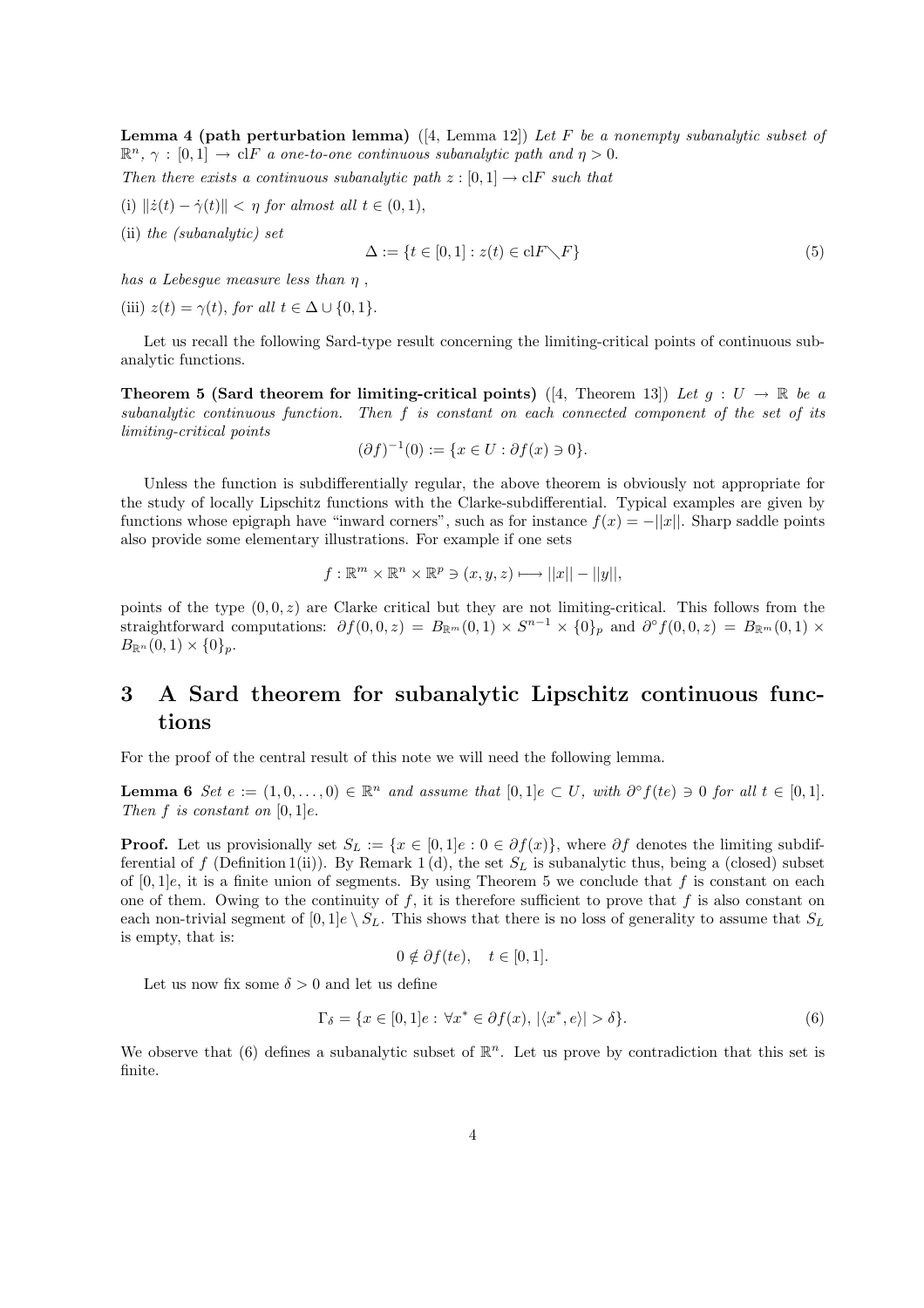**Lemma 4 (path perturbation lemma)** ([4, Lemma 12]) *Let $F$ be a nonempty subanalytic subset of $\mathbb{R}^n$, $\gamma : [0,1] \to \mathrm{cl}F$ a one-to-one continuous subanalytic path and $\eta > 0$.*

*Then there exists a continuous subanalytic path $z : [0,1] \to \mathrm{cl}F$ such that*

(i) $\|\dot{z}(t) - \dot{\gamma}(t)\| < \eta$ *for almost all $t \in (0,1)$,*

(ii) *the (subanalytic) set*

$$\Delta := \{t \in [0,1] : z(t) \in \mathrm{cl}F \setminus F\} \tag{5}$$

*has a Lebesgue measure less than $\eta$ ,*

(iii) $z(t) = \gamma(t)$, *for all $t \in \Delta \cup \{0,1\}$.*

Let us recall the following Sard-type result concerning the limiting-critical points of continuous subanalytic functions.

**Theorem 5 (Sard theorem for limiting-critical points)** ([4, Theorem 13]) *Let $g : U \to \mathbb{R}$ be a subanalytic continuous function. Then $f$ is constant on each connected component of the set of its limiting-critical points*

$$(\partial f)^{-1}(0) := \{x \in U : \partial f(x) \ni 0\}.$$

Unless the function is subdifferentially regular, the above theorem is obviously not appropriate for the study of locally Lipschitz functions with the Clarke-subdifferential. Typical examples are given by functions whose epigraph have "inward corners", such as for instance $f(x) = -||x||$. Sharp saddle points also provide some elementary illustrations. For example if one sets

$$f : \mathbb{R}^m \times \mathbb{R}^n \times \mathbb{R}^p \ni (x,y,z) \longmapsto ||x|| - ||y||,$$

points of the type $(0,0,z)$ are Clarke critical but they are not limiting-critical. This follows from the straightforward computations: $\partial f(0,0,z) = B_{\mathbb{R}^m}(0,1) \times S^{n-1} \times \{0\}_p$ and $\partial^\circ f(0,0,z) = B_{\mathbb{R}^m}(0,1) \times B_{\mathbb{R}^n}(0,1) \times \{0\}_p$.

# 3 A Sard theorem for subanalytic Lipschitz continuous functions

For the proof of the central result of this note we will need the following lemma.

**Lemma 6** *Set $e := (1,0,\ldots,0) \in \mathbb{R}^n$ and assume that $[0,1]e \subset U$, with $\partial^\circ f(te) \ni 0$ for all $t \in [0,1]$. Then $f$ is constant on $[0,1]e$.*

**Proof.** Let us provisionally set $S_L := \{x \in [0,1]e : 0 \in \partial f(x)\}$, where $\partial f$ denotes the limiting subdifferential of $f$ (Definition 1(ii)). By Remark 1 (d), the set $S_L$ is subanalytic thus, being a (closed) subset of $[0,1]e$, it is a finite union of segments. By using Theorem 5 we conclude that $f$ is constant on each one of them. Owing to the continuity of $f$, it is therefore sufficient to prove that $f$ is also constant on each non-trivial segment of $[0,1]e \setminus S_L$. This shows that there is no loss of generality to assume that $S_L$ is empty, that is:

$$0 \notin \partial f(te), \quad t \in [0,1].$$

Let us now fix some $\delta > 0$ and let us define

$$\Gamma_\delta = \{x \in [0,1]e : \forall x^* \in \partial f(x), \, |\langle x^*, e\rangle| > \delta\}. \tag{6}$$

We observe that (6) defines a subanalytic subset of $\mathbb{R}^n$. Let us prove by contradiction that this set is finite.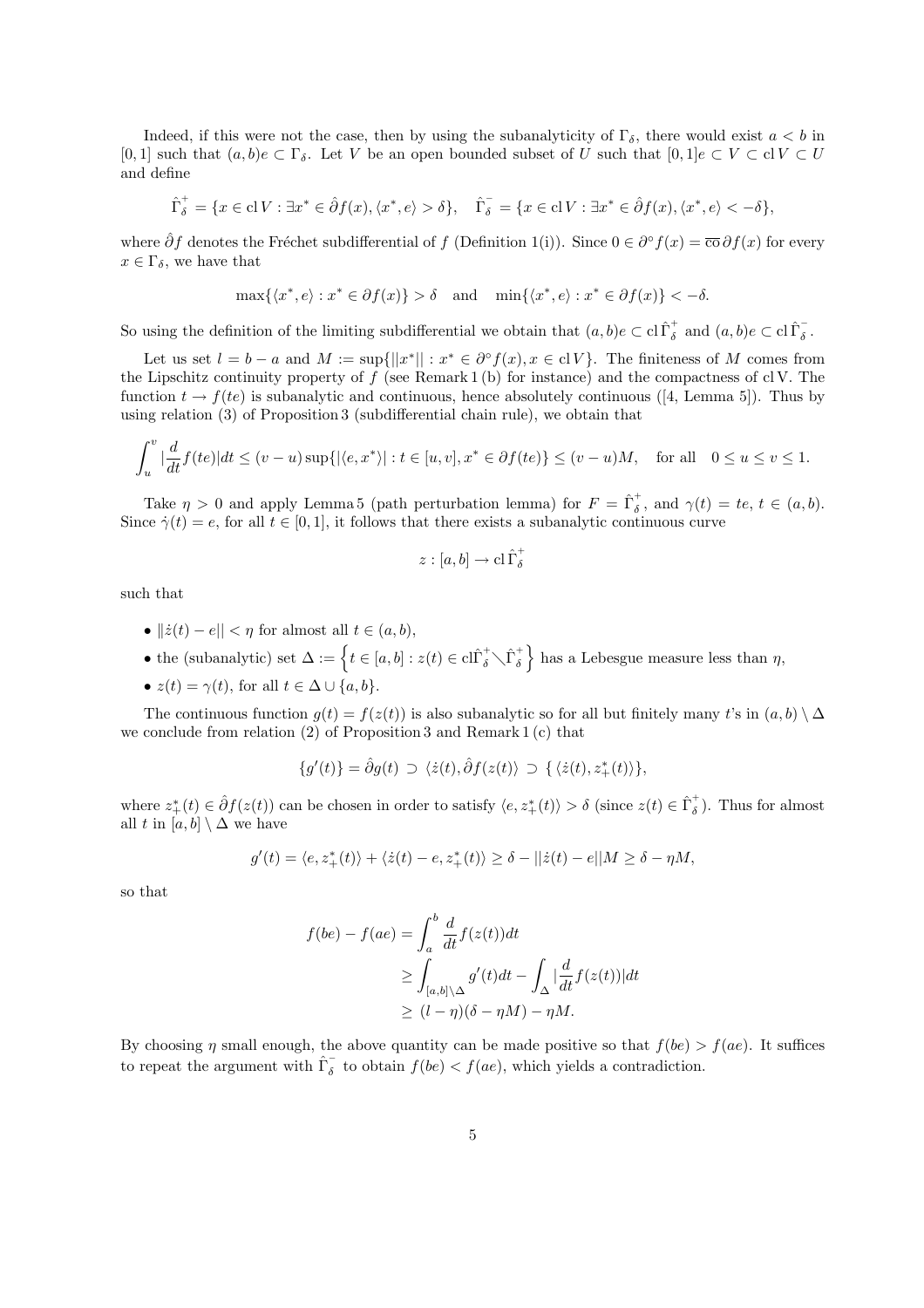Indeed, if this were not the case, then by using the subanalyticity of $\Gamma_\delta$, there would exist $a < b$ in $[0,1]$ such that $(a,b)e \subset \Gamma_\delta$. Let $V$ be an open bounded subset of $U$ such that $[0,1]e \subset V \subset \mathrm{cl}\, V \subset U$ and define

$$\hat{\Gamma}_\delta^+ = \{x \in \mathrm{cl}\, V : \exists x^* \in \hat{\partial} f(x), \langle x^*, e\rangle > \delta\}, \quad \hat{\Gamma}_\delta^- = \{x \in \mathrm{cl}\, V : \exists x^* \in \hat{\partial} f(x), \langle x^*, e\rangle < -\delta\},$$

where $\hat{\partial} f$ denotes the Fréchet subdifferential of $f$ (Definition 1(i)). Since $0 \in \partial^\circ f(x) = \overline{\mathrm{co}}\, \partial f(x)$ for every $x \in \Gamma_\delta$, we have that

$$\max\{\langle x^*, e\rangle : x^* \in \partial f(x)\} > \delta \quad \text{and} \quad \min\{\langle x^*, e\rangle : x^* \in \partial f(x)\} < -\delta.$$

So using the definition of the limiting subdifferential we obtain that $(a,b)e \subset \mathrm{cl}\, \hat{\Gamma}_\delta^+$ and $(a,b)e \subset \mathrm{cl}\, \hat{\Gamma}_\delta^-$.

Let us set $l = b - a$ and $M := \sup\{||x^*|| : x^* \in \partial^\circ f(x), x \in \mathrm{cl}\, V\}$. The finiteness of $M$ comes from the Lipschitz continuity property of $f$ (see Remark 1 (b) for instance) and the compactness of cl V. The function $t \to f(te)$ is subanalytic and continuous, hence absolutely continuous ([4, Lemma 5]). Thus by using relation (3) of Proposition 3 (subdifferential chain rule), we obtain that

$$\int_u^v |\frac{d}{dt} f(te)| dt \leq (v-u) \sup\{|\langle e, x^*\rangle| : t \in [u,v], x^* \in \partial f(te)\} \leq (v-u)M, \quad \text{for all} \quad 0 \leq u \leq v \leq 1.$$

Take $\eta > 0$ and apply Lemma 5 (path perturbation lemma) for $F = \hat{\Gamma}_\delta^+$, and $\gamma(t) = te$, $t \in (a,b)$. Since $\dot{\gamma}(t) = e$, for all $t \in [0,1]$, it follows that there exists a subanalytic continuous curve

$$z : [a,b] \to \mathrm{cl}\, \hat{\Gamma}_\delta^+$$

such that

- $\|\dot{z}(t) - e\| < \eta$ for almost all $t \in (a,b)$,
- the (subanalytic) set $\Delta := \left\{t \in [a,b] : z(t) \in \mathrm{cl}\hat{\Gamma}_\delta^+ \diagdown \hat{\Gamma}_\delta^+\right\}$ has a Lebesgue measure less than $\eta$,
- $z(t) = \gamma(t)$, for all $t \in \Delta \cup \{a, b\}$.

The continuous function $g(t) = f(z(t))$ is also subanalytic so for all but finitely many $t$'s in $(a,b) \setminus \Delta$ we conclude from relation (2) of Proposition 3 and Remark 1 (c) that

$$\{g'(t)\} = \hat{\partial} g(t) \supset \langle \dot{z}(t), \hat{\partial} f(z(t))\rangle \supset \{\langle \dot{z}(t), z_+^*(t)\rangle\},$$

where $z_+^*(t) \in \hat{\partial} f(z(t))$ can be chosen in order to satisfy $\langle e, z_+^*(t)\rangle > \delta$ (since $z(t) \in \hat{\Gamma}_\delta^+$). Thus for almost all $t$ in $[a,b] \setminus \Delta$ we have

$$g'(t) = \langle e, z_+^*(t)\rangle + \langle \dot{z}(t) - e, z_+^*(t)\rangle \geq \delta - ||\dot{z}(t) - e||M \geq \delta - \eta M,$$

so that

$$\begin{aligned} f(be) - f(ae) &= \int_a^b \frac{d}{dt} f(z(t)) dt \\ &\geq \int_{[a,b]\setminus\Delta} g'(t) dt - \int_\Delta |\frac{d}{dt} f(z(t))| dt \\ &\geq (l - \eta)(\delta - \eta M) - \eta M. \end{aligned}$$

By choosing $\eta$ small enough, the above quantity can be made positive so that $f(be) > f(ae)$. It suffices to repeat the argument with $\hat{\Gamma}_\delta^-$ to obtain $f(be) < f(ae)$, which yields a contradiction.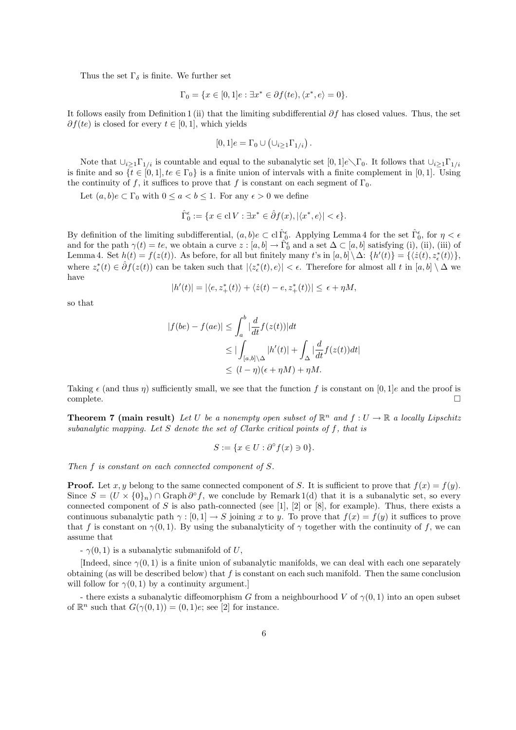Thus the set $\Gamma_\delta$ is finite. We further set

$$\Gamma_0 = \{x \in [0,1]e : \exists x^* \in \partial f(te), \langle x^*, e\rangle = 0\}.$$

It follows easily from Definition 1 (ii) that the limiting subdifferential $\partial f$ has closed values. Thus, the set $\partial f(te)$ is closed for every $t \in [0,1]$, which yields

$$[0,1]e = \Gamma_0 \cup \left(\cup_{i\geq 1}\Gamma_{1/i}\right).$$

Note that $\cup_{i\geq 1}\Gamma_{1/i}$ is countable and equal to the subanalytic set $[0,1]e\diagdown\Gamma_0$. It follows that $\cup_{i\geq 1}\Gamma_{1/i}$ is finite and so $\{t \in [0,1], te \in \Gamma_0\}$ is a finite union of intervals with a finite complement in $[0,1]$. Using the continuity of $f$, it suffices to prove that $f$ is constant on each segment of $\Gamma_0$.

Let $(a,b)e \subset \Gamma_0$ with $0 \leq a < b \leq 1$. For any $\epsilon > 0$ we define

$$\hat{\Gamma}_0^\epsilon := \{x \in \operatorname{cl} V : \exists x^* \in \hat{\partial} f(x), |\langle x^*, e\rangle| < \epsilon\}.$$

By definition of the limiting subdifferential, $(a,b)e \subset \operatorname{cl}\hat{\Gamma}_0^\epsilon$. Applying Lemma 4 for the set $\hat{\Gamma}_0^\epsilon$, for $\eta < \epsilon$ and for the path $\gamma(t) = te$, we obtain a curve $z : [a,b] \to \hat{\Gamma}_0^\epsilon$ and a set $\Delta \subset [a,b]$ satisfying (i), (ii), (iii) of Lemma 4. Set $h(t) = f(z(t))$. As before, for all but finitely many $t$'s in $[a,b]\setminus\Delta$: $\{h'(t)\} = \{\langle \dot{z}(t), z_\epsilon^*(t)\rangle\}$, where $z_\epsilon^*(t) \in \hat{\partial} f(z(t))$ can be taken such that $|\langle z_\epsilon^*(t), e\rangle| < \epsilon$. Therefore for almost all $t$ in $[a,b]\setminus\Delta$ we have

$$|h'(t)| = |\langle e, z_+^*(t)\rangle + \langle \dot{z}(t) - e, z_+^*(t)\rangle| \leq \epsilon + \eta M,$$

so that

$$\begin{aligned}
|f(be) - f(ae)| &\leq \int_a^b |\frac{d}{dt} f(z(t))| dt \\
&\leq |\int_{[a,b]\setminus\Delta} |h'(t)| + \int_\Delta |\frac{d}{dt} f(z(t)) dt| \\
&\leq (l-\eta)(\epsilon + \eta M) + \eta M.
\end{aligned}$$

Taking $\epsilon$ (and thus $\eta$) sufficiently small, we see that the function $f$ is constant on $[0,1]e$ and the proof is complete. $\square$

**Theorem 7 (main result)** *Let $U$ be a nonempty open subset of $\mathbb{R}^n$ and $f : U \to \mathbb{R}$ a locally Lipschitz subanalytic mapping. Let $S$ denote the set of Clarke critical points of $f$, that is*

$$S := \{x \in U : \partial^\circ f(x) \ni 0\}.$$

*Then $f$ is constant on each connected component of $S$.*

**Proof.** Let $x, y$ belong to the same connected component of $S$. It is sufficient to prove that $f(x) = f(y)$. Since $S = (U \times \{0\}_n) \cap \operatorname{Graph} \partial^\circ f$, we conclude by Remark 1(d) that it is a subanalytic set, so every connected component of $S$ is also path-connected (see [1], [2] or [8], for example). Thus, there exists a continuous subanalytic path $\gamma : [0,1] \to S$ joining $x$ to $y$. To prove that $f(x) = f(y)$ it suffices to prove that $f$ is constant on $\gamma(0,1)$. By using the subanalyticity of $\gamma$ together with the continuity of $f$, we can assume that

- $\gamma(0,1)$ is a subanalytic submanifold of $U$,

[Indeed, since $\gamma(0,1)$ is a finite union of subanalytic manifolds, we can deal with each one separately obtaining (as will be described below) that $f$ is constant on each such manifold. Then the same conclusion will follow for $\gamma(0,1)$ by a continuity argument.]

- there exists a subanalytic diffeomorphism $G$ from a neighbourhood $V$ of $\gamma(0,1)$ into an open subset of $\mathbb{R}^n$ such that $G(\gamma(0,1)) = (0,1)e$; see [2] for instance.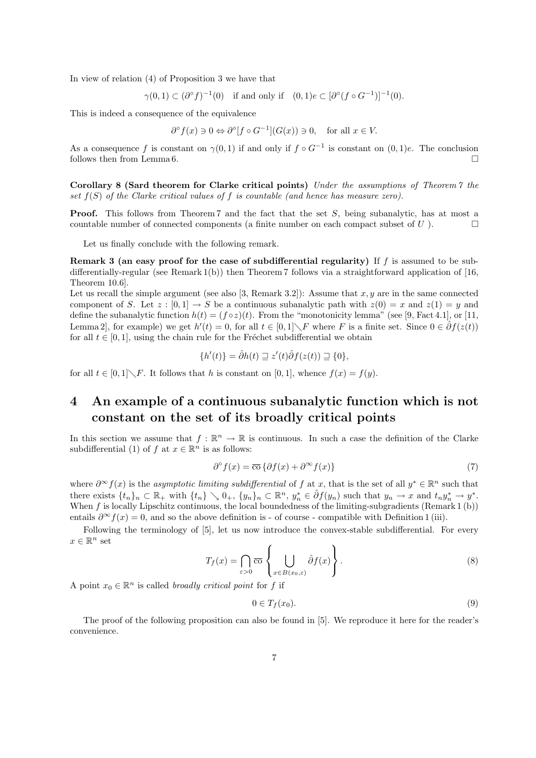In view of relation (4) of Proposition 3 we have that

$$\gamma(0,1) \subset (\partial^\circ f)^{-1}(0) \quad \text{if and only if} \quad (0,1)e \subset [\partial^\circ (f \circ G^{-1})]^{-1}(0).$$

This is indeed a consequence of the equivalence

$$\partial^\circ f(x) \ni 0 \Leftrightarrow \partial^\circ [f \circ G^{-1}](G(x)) \ni 0, \quad \text{for all } x \in V.$$

As a consequence $f$ is constant on $\gamma(0,1)$ if and only if $f \circ G^{-1}$ is constant on $(0,1)e$. The conclusion follows then from Lemma 6. $\square$

**Corollary 8 (Sard theorem for Clarke critical points)** *Under the assumptions of Theorem 7 the set $f(S)$ of the Clarke critical values of $f$ is countable (and hence has measure zero).*

**Proof.** This follows from Theorem 7 and the fact that the set $S$, being subanalytic, has at most a countable number of connected components (a finite number on each compact subset of $U$ ). $\square$

Let us finally conclude with the following remark.

**Remark 3 (an easy proof for the case of subdifferential regularity)** If $f$ is assumed to be subdifferentially-regular (see Remark 1(b)) then Theorem 7 follows via a straightforward application of [16, Theorem 10.6].

Let us recall the simple argument (see also [3, Remark 3.2]): Assume that $x, y$ are in the same connected component of $S$. Let $z : [0,1] \to S$ be a continuous subanalytic path with $z(0) = x$ and $z(1) = y$ and define the subanalytic function $h(t) = (f \circ z)(t)$. From the "monotonicity lemma" (see [9, Fact 4.1], or [11, Lemma 2], for example) we get $h'(t) = 0$, for all $t \in [0,1] \diagdown F$ where $F$ is a finite set. Since $0 \in \hat{\partial} f(z(t))$ for all $t \in [0,1]$, using the chain rule for the Fréchet subdifferential we obtain

$$\{h'(t)\} = \hat{\partial} h(t) \sqsupseteq z'(t) \hat{\partial} f(z(t)) \sqsupseteq \{0\},$$

for all $t \in [0,1] \diagdown F$. It follows that $h$ is constant on $[0,1]$, whence $f(x) = f(y)$.

## 4 An example of a continuous subanalytic function which is not constant on the set of its broadly critical points

In this section we assume that $f : \mathbb{R}^n \to \mathbb{R}$ is continuous. In such a case the definition of the Clarke subdifferential (1) of $f$ at $x \in \mathbb{R}^n$ is as follows:

$$\partial^\circ f(x) = \overline{\text{co}} \{\partial f(x) + \partial^\infty f(x)\} \tag{7}$$

where $\partial^\infty f(x)$ is the *asymptotic limiting subdifferential* of $f$ at $x$, that is the set of all $y^* \in \mathbb{R}^n$ such that there exists $\{t_n\}_n \subset \mathbb{R}_+$ with $\{t_n\} \searrow 0_+$, $\{y_n\}_n \subset \mathbb{R}^n$, $y_n^* \in \hat{\partial} f(y_n)$ such that $y_n \to x$ and $t_n y_n^* \to y^*$. When $f$ is locally Lipschitz continuous, the local boundedness of the limiting-subgradients (Remark 1 (b)) entails $\partial^\infty f(x) = 0$, and so the above definition is - of course - compatible with Definition 1 (iii).

Following the terminology of [5], let us now introduce the convex-stable subdifferential. For every $x \in \mathbb{R}^n$ set

$$T_f(x) = \bigcap_{\varepsilon > 0} \overline{\text{co}} \left\{ \bigcup_{x \in B(x_0, \varepsilon)} \hat{\partial} f(x) \right\}. \tag{8}$$

A point $x_0 \in \mathbb{R}^n$ is called *broadly critical point* for $f$ if

$$0 \in T_f(x_0). \tag{9}$$

The proof of the following proposition can also be found in [5]. We reproduce it here for the reader's convenience.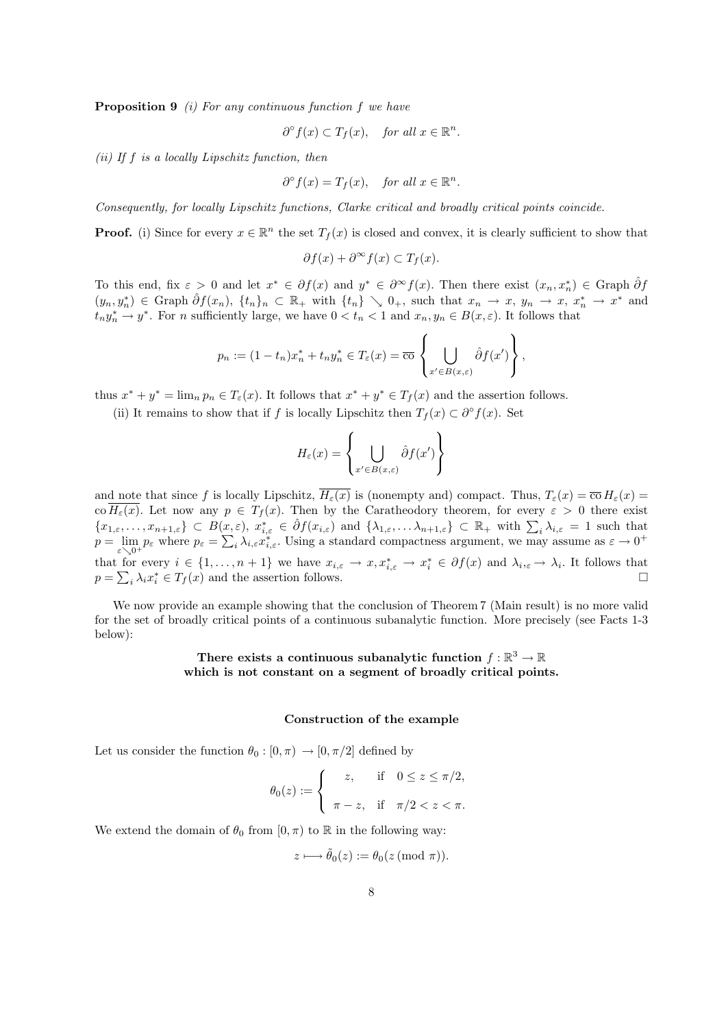**Proposition 9** *(i) For any continuous function $f$ we have*

$$\partial^\circ f(x) \subset T_f(x), \quad \textit{for all } x \in \mathbb{R}^n.$$

*(ii) If $f$ is a locally Lipschitz function, then*

$$\partial^\circ f(x) = T_f(x), \quad \textit{for all } x \in \mathbb{R}^n.$$

*Consequently, for locally Lipschitz functions, Clarke critical and broadly critical points coincide.*

**Proof.** (i) Since for every $x \in \mathbb{R}^n$ the set $T_f(x)$ is closed and convex, it is clearly sufficient to show that

$$\partial f(x) + \partial^\infty f(x) \subset T_f(x).$$

To this end, fix $\varepsilon > 0$ and let $x^* \in \partial f(x)$ and $y^* \in \partial^\infty f(x)$. Then there exist $(x_n, x_n^*) \in \text{Graph}\, \hat{\partial} f$ $(y_n, y_n^*) \in \text{Graph}\, \hat{\partial} f(x_n)$, $\{t_n\}_n \subset \mathbb{R}_+$ with $\{t_n\} \searrow 0_+$, such that $x_n \to x$, $y_n \to x$, $x_n^* \to x^*$ and $t_n y_n^* \to y^*$. For $n$ sufficiently large, we have $0 < t_n < 1$ and $x_n, y_n \in B(x, \varepsilon)$. It follows that

$$p_n := (1 - t_n)x_n^* + t_n y_n^* \in T_\varepsilon(x) = \overline{\text{co}} \left\{ \bigcup_{x' \in B(x,\varepsilon)} \hat{\partial} f(x') \right\},$$

thus $x^* + y^* = \lim_n p_n \in T_\varepsilon(x)$. It follows that $x^* + y^* \in T_f(x)$ and the assertion follows.

(ii) It remains to show that if $f$ is locally Lipschitz then $T_f(x) \subset \partial^\circ f(x)$. Set

$$H_\varepsilon(x) = \left\{ \bigcup_{x' \in B(x,\varepsilon)} \hat{\partial} f(x') \right\}$$

and note that since $f$ is locally Lipschitz, $\overline{H_\varepsilon(x)}$ is (nonempty and) compact. Thus, $T_\varepsilon(x) = \overline{\text{co}}\, H_\varepsilon(x) = \text{co}\, \overline{H_\varepsilon(x)}$. Let now any $p \in T_f(x)$. Then by the Caratheodory theorem, for every $\varepsilon > 0$ there exist $\{x_{1,\varepsilon}, \ldots, x_{n+1,\varepsilon}\} \subset B(x, \varepsilon)$, $x_{i,\varepsilon}^* \in \hat{\partial} f(x_{i,\varepsilon})$ and $\{\lambda_{1,\varepsilon}, \ldots \lambda_{n+1,\varepsilon}\} \subset \mathbb{R}_+$ with $\sum_i \lambda_{i,\varepsilon} = 1$ such that $p = \lim_{\varepsilon \searrow 0^+} p_\varepsilon$ where $p_\varepsilon = \sum_i \lambda_{i,\varepsilon} x_{i,\varepsilon}^*$. Using a standard compactness argument, we may assume as $\varepsilon \to 0^+$ that for every $i \in \{1, \ldots, n+1\}$ we have $x_{i,\varepsilon} \to x, x_{i,\varepsilon}^* \to x_i^* \in \partial f(x)$ and $\lambda_{i,\varepsilon} \to \lambda_i$. It follows that $p = \sum_i \lambda_i x_i^* \in T_f(x)$ and the assertion follows. $\square$

We now provide an example showing that the conclusion of Theorem 7 (Main result) is no more valid for the set of broadly critical points of a continuous subanalytic function. More precisely (see Facts 1-3 below):

**There exists a continuous subanalytic function $f : \mathbb{R}^3 \to \mathbb{R}$ which is not constant on a segment of broadly critical points.**

**Construction of the example**

Let us consider the function $\theta_0 : [0, \pi) \to [0, \pi/2]$ defined by

$$\theta_0(z) := \begin{cases} z, & \text{if} \quad 0 \leq z \leq \pi/2, \\ \pi - z, & \text{if} \quad \pi/2 < z < \pi. \end{cases}$$

We extend the domain of $\theta_0$ from $[0, \pi)$ to $\mathbb{R}$ in the following way:

$$z \longmapsto \tilde{\theta}_0(z) := \theta_0(z \,(\text{mod}\, \pi)).$$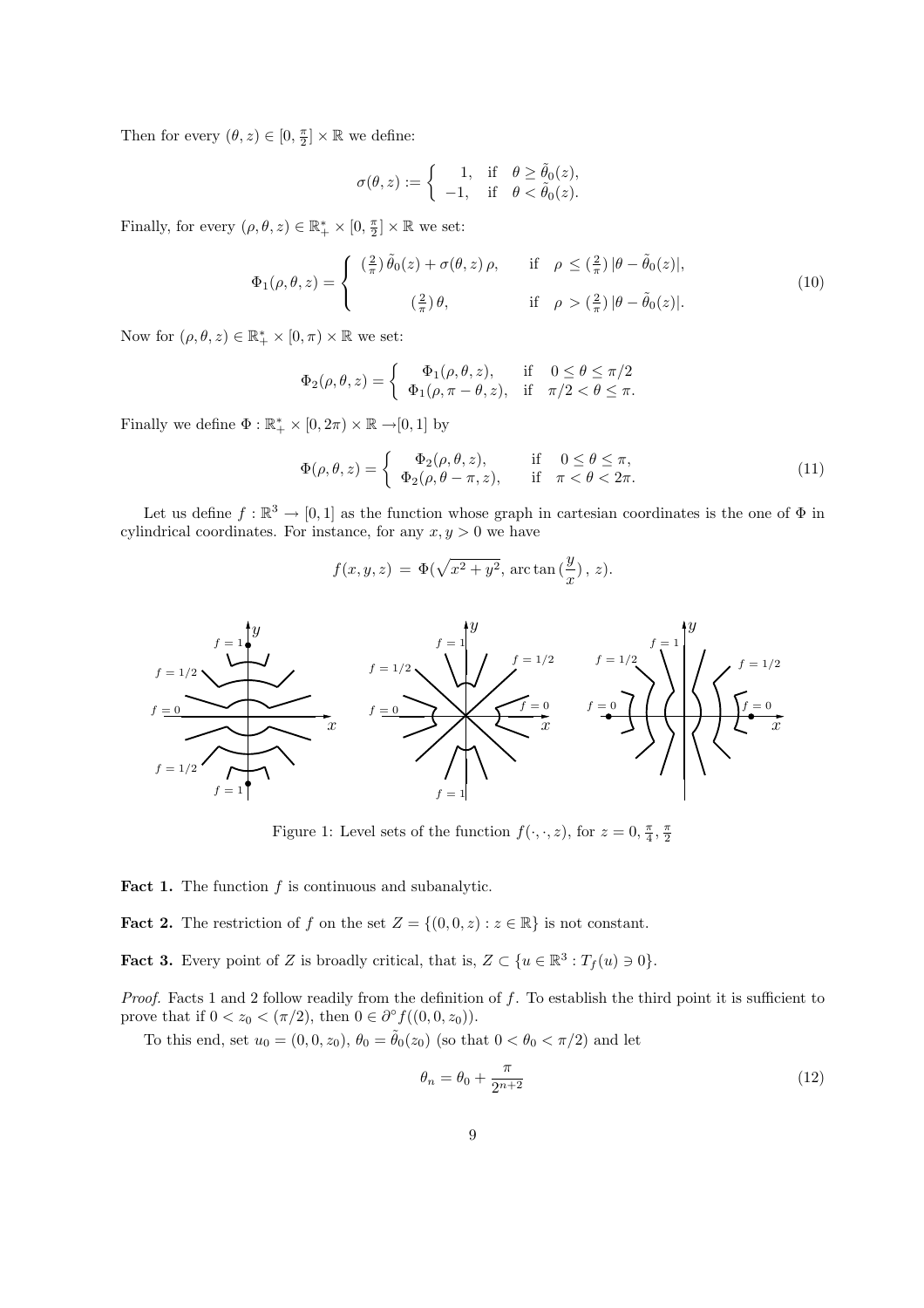Then for every $(\theta, z) \in [0, \frac{\pi}{2}] \times \mathbb{R}$ we define:

$$\sigma(\theta, z) := \begin{cases} 1, & \text{if } \theta \geq \tilde{\theta}_0(z), \\ -1, & \text{if } \theta < \tilde{\theta}_0(z). \end{cases}$$

Finally, for every $(\rho, \theta, z) \in \mathbb{R}_+^* \times [0, \frac{\pi}{2}] \times \mathbb{R}$ we set:

$$\Phi_1(\rho, \theta, z) = \begin{cases} (\frac{2}{\pi})\,\tilde{\theta}_0(z) + \sigma(\theta, z)\,\rho, & \text{if } \rho \leq (\frac{2}{\pi})\,|\theta - \tilde{\theta}_0(z)|, \\[2ex] (\frac{2}{\pi})\,\theta, & \text{if } \rho > (\frac{2}{\pi})\,|\theta - \tilde{\theta}_0(z)|. \end{cases} \tag{10}$$

Now for $(\rho, \theta, z) \in \mathbb{R}_+^* \times [0, \pi) \times \mathbb{R}$ we set:

$$\Phi_2(\rho, \theta, z) = \begin{cases} \Phi_1(\rho, \theta, z), & \text{if } 0 \leq \theta \leq \pi/2 \\ \Phi_1(\rho, \pi - \theta, z), & \text{if } \pi/2 < \theta \leq \pi. \end{cases}$$

Finally we define $\Phi : \mathbb{R}_+^* \times [0, 2\pi) \times \mathbb{R} \to [0, 1]$ by

$$\Phi(\rho, \theta, z) = \begin{cases} \Phi_2(\rho, \theta, z), & \text{if } 0 \leq \theta \leq \pi, \\ \Phi_2(\rho, \theta - \pi, z), & \text{if } \pi < \theta < 2\pi. \end{cases} \tag{11}$$

Let us define $f : \mathbb{R}^3 \to [0, 1]$ as the function whose graph in cartesian coordinates is the one of $\Phi$ in cylindrical coordinates. For instance, for any $x, y > 0$ we have

$$f(x, y, z) \;=\; \Phi(\sqrt{x^2 + y^2},\, \arctan(\frac{y}{x})\,,\, z).$$

Figure 1: Level sets of the function $f(\cdot, \cdot, z)$, for $z = 0, \frac{\pi}{4}, \frac{\pi}{2}$

**Fact 1.** The function $f$ is continuous and subanalytic.

**Fact 2.** The restriction of $f$ on the set $Z = \{(0, 0, z) : z \in \mathbb{R}\}$ is not constant.

**Fact 3.** Every point of $Z$ is broadly critical, that is, $Z \subset \{u \in \mathbb{R}^3 : T_f(u) \ni 0\}$.

*Proof.* Facts 1 and 2 follow readily from the definition of $f$. To establish the third point it is sufficient to prove that if $0 < z_0 < (\pi/2)$, then $0 \in \partial^\circ f((0, 0, z_0))$.

To this end, set $u_0 = (0, 0, z_0)$, $\theta_0 = \tilde{\theta}_0(z_0)$ (so that $0 < \theta_0 < \pi/2$) and let

$$\theta_n = \theta_0 + \frac{\pi}{2^{n+2}} \tag{12}$$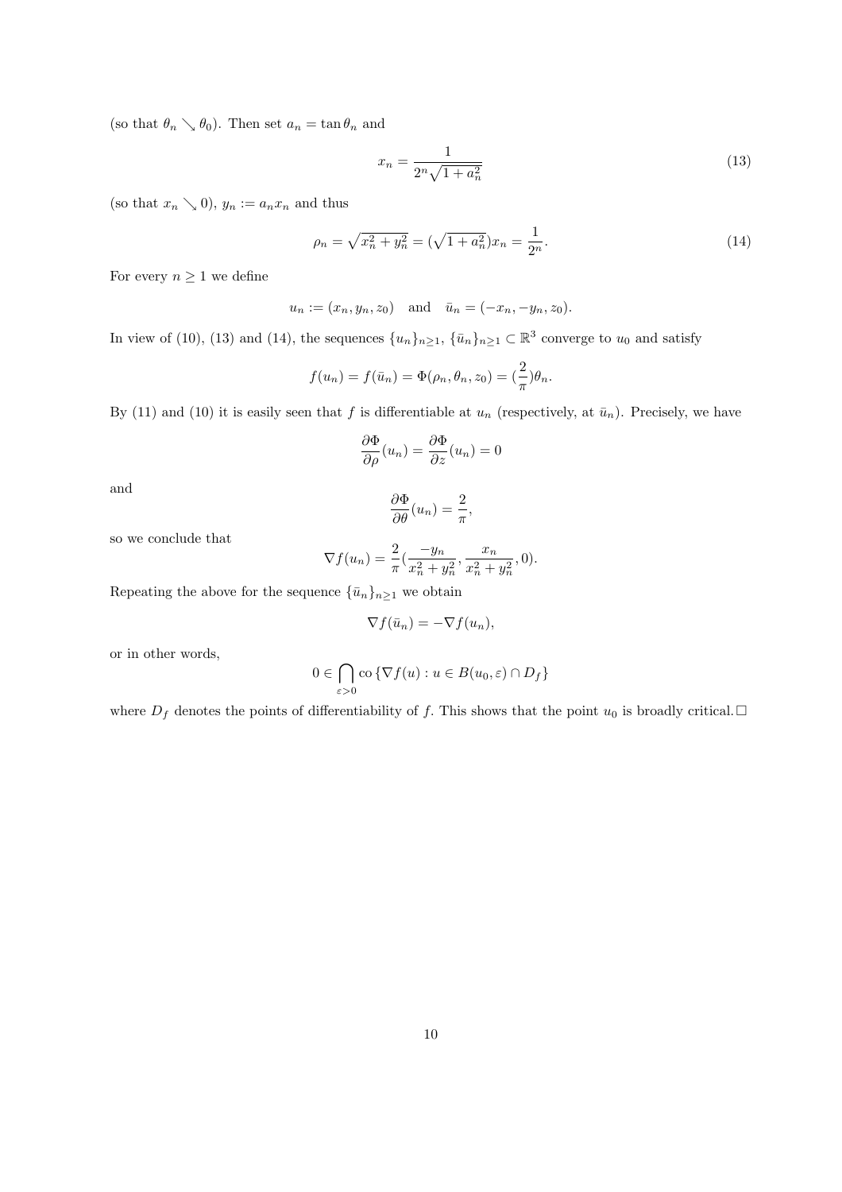(so that $\theta_n \searrow \theta_0$). Then set $a_n = \tan\theta_n$ and

$$x_n = \frac{1}{2^n\sqrt{1+a_n^2}} \tag{13}$$

(so that $x_n \searrow 0$), $y_n := a_n x_n$ and thus

$$\rho_n = \sqrt{x_n^2 + y_n^2} = (\sqrt{1+a_n^2})x_n = \frac{1}{2^n}. \tag{14}$$

For every $n \geq 1$ we define

$$u_n := (x_n, y_n, z_0) \quad \text{and} \quad \bar{u}_n = (-x_n, -y_n, z_0).$$

In view of (10), (13) and (14), the sequences $\{u_n\}_{n\geq 1}$, $\{\bar{u}_n\}_{n\geq 1} \subset \mathbb{R}^3$ converge to $u_0$ and satisfy

$$f(u_n) = f(\bar{u}_n) = \Phi(\rho_n, \theta_n, z_0) = (\frac{2}{\pi})\theta_n.$$

By (11) and (10) it is easily seen that $f$ is differentiable at $u_n$ (respectively, at $\bar{u}_n$). Precisely, we have

$$\frac{\partial \Phi}{\partial \rho}(u_n) = \frac{\partial \Phi}{\partial z}(u_n) = 0$$

and

$$\frac{\partial \Phi}{\partial \theta}(u_n) = \frac{2}{\pi},$$

so we conclude that

$$\nabla f(u_n) = \frac{2}{\pi}(\frac{-y_n}{x_n^2 + y_n^2}, \frac{x_n}{x_n^2 + y_n^2}, 0).$$

Repeating the above for the sequence $\{\bar{u}_n\}_{n\geq 1}$ we obtain

$$\nabla f(\bar{u}_n) = -\nabla f(u_n),$$

or in other words,

$$0 \in \bigcap_{\varepsilon > 0} \text{co}\, \{\nabla f(u) : u \in B(u_0, \varepsilon) \cap D_f\}$$

where $D_f$ denotes the points of differentiability of $f$. This shows that the point $u_0$ is broadly critical. $\square$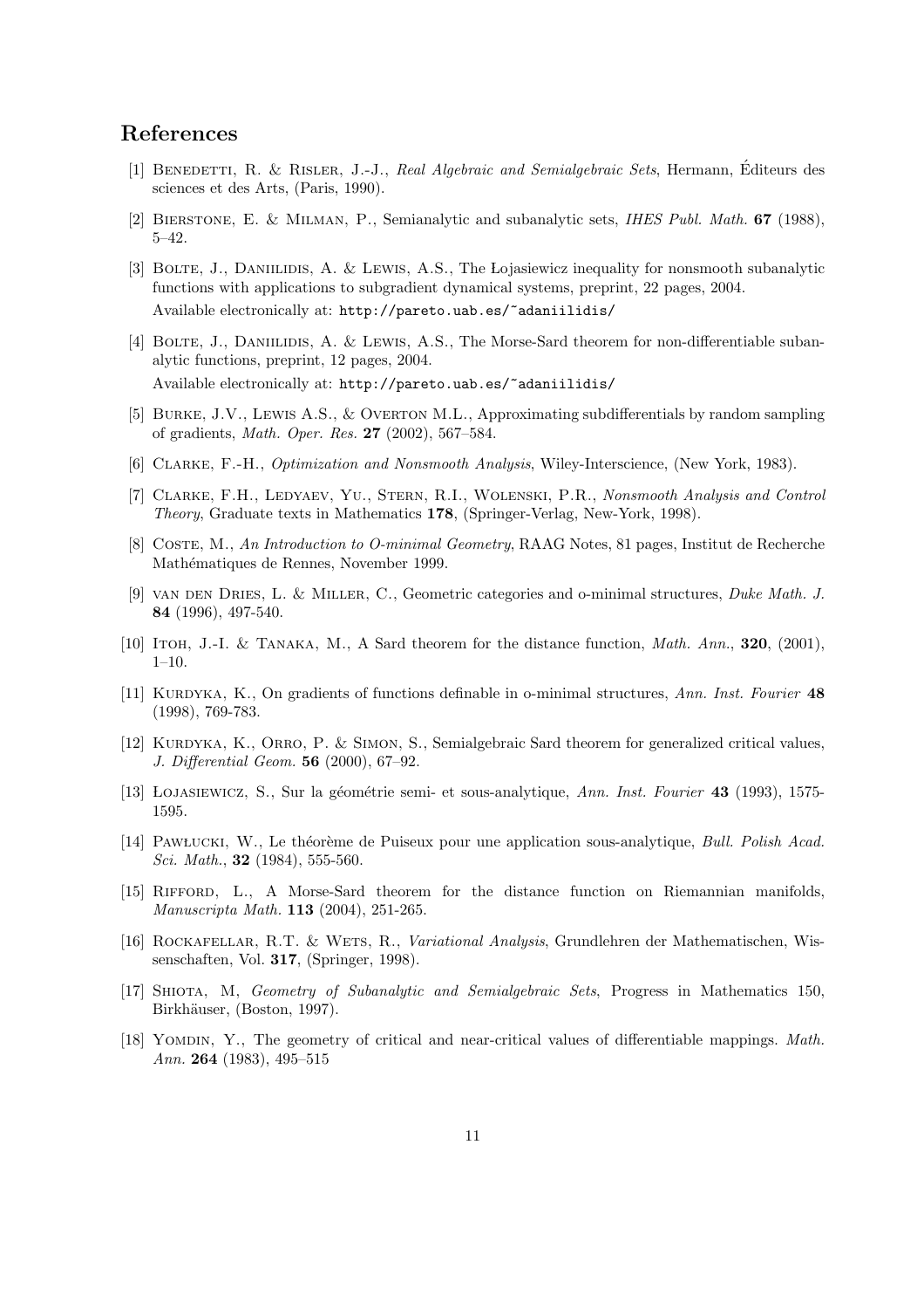## References

[1] Benedetti, R. & Risler, J.-J., *Real Algebraic and Semialgebraic Sets*, Hermann, Éditeurs des sciences et des Arts, (Paris, 1990).

[2] Bierstone, E. & Milman, P., Semianalytic and subanalytic sets, *IHES Publ. Math.* **67** (1988), 5–42.

[3] Bolte, J., Daniilidis, A. & Lewis, A.S., The Łojasiewicz inequality for nonsmooth subanalytic functions with applications to subgradient dynamical systems, preprint, 22 pages, 2004. Available electronically at: `http://pareto.uab.es/~adaniilidis/`

[4] Bolte, J., Daniilidis, A. & Lewis, A.S., The Morse-Sard theorem for non-differentiable subanalytic functions, preprint, 12 pages, 2004. Available electronically at: `http://pareto.uab.es/~adaniilidis/`

[5] Burke, J.V., Lewis A.S., & Overton M.L., Approximating subdifferentials by random sampling of gradients, *Math. Oper. Res.* **27** (2002), 567–584.

[6] Clarke, F.-H., *Optimization and Nonsmooth Analysis*, Wiley-Interscience, (New York, 1983).

[7] Clarke, F.H., Ledyaev, Yu., Stern, R.I., Wolenski, P.R., *Nonsmooth Analysis and Control Theory*, Graduate texts in Mathematics **178**, (Springer-Verlag, New-York, 1998).

[8] Coste, M., *An Introduction to O-minimal Geometry*, RAAG Notes, 81 pages, Institut de Recherche Mathématiques de Rennes, November 1999.

[9] van den Dries, L. & Miller, C., Geometric categories and o-minimal structures, *Duke Math. J.* **84** (1996), 497-540.

[10] Itoh, J.-I. & Tanaka, M., A Sard theorem for the distance function, *Math. Ann.*, **320**, (2001), 1–10.

[11] Kurdyka, K., On gradients of functions definable in o-minimal structures, *Ann. Inst. Fourier* **48** (1998), 769-783.

[12] Kurdyka, K., Orro, P. & Simon, S., Semialgebraic Sard theorem for generalized critical values, *J. Differential Geom.* **56** (2000), 67–92.

[13] Łojasiewicz, S., Sur la géométrie semi- et sous-analytique, *Ann. Inst. Fourier* **43** (1993), 1575-1595.

[14] Pawłucki, W., Le théorème de Puiseux pour une application sous-analytique, *Bull. Polish Acad. Sci. Math.*, **32** (1984), 555-560.

[15] Rifford, L., A Morse-Sard theorem for the distance function on Riemannian manifolds, *Manuscripta Math.* **113** (2004), 251-265.

[16] Rockafellar, R.T. & Wets, R., *Variational Analysis*, Grundlehren der Mathematischen, Wissenschaften, Vol. **317**, (Springer, 1998).

[17] Shiota, M, *Geometry of Subanalytic and Semialgebraic Sets*, Progress in Mathematics 150, Birkhäuser, (Boston, 1997).

[18] Yomdin, Y., The geometry of critical and near-critical values of differentiable mappings. *Math. Ann.* **264** (1983), 495–515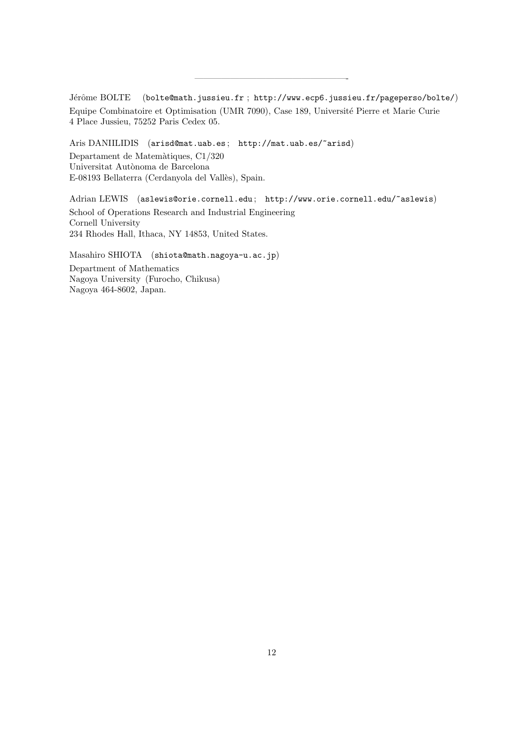---

Jérôme BOLTE   (bolte@math.jussieu.fr ; http://www.ecp6.jussieu.fr/pageperso/bolte/)
Equipe Combinatoire et Optimisation (UMR 7090), Case 189, Université Pierre et Marie Curie
4 Place Jussieu, 75252 Paris Cedex 05.

Aris DANIILIDIS   (arisd@mat.uab.es ;  http://mat.uab.es/~arisd)
Departament de Matemàtiques, C1/320
Universitat Autònoma de Barcelona
E-08193 Bellaterra (Cerdanyola del Vallès), Spain.

Adrian LEWIS   (aslewis@orie.cornell.edu ;  http://www.orie.cornell.edu/~aslewis)
School of Operations Research and Industrial Engineering
Cornell University
234 Rhodes Hall, Ithaca, NY 14853, United States.

Masahiro SHIOTA   (shiota@math.nagoya-u.ac.jp)
Department of Mathematics
Nagoya University (Furocho, Chikusa)
Nagoya 464-8602, Japan.